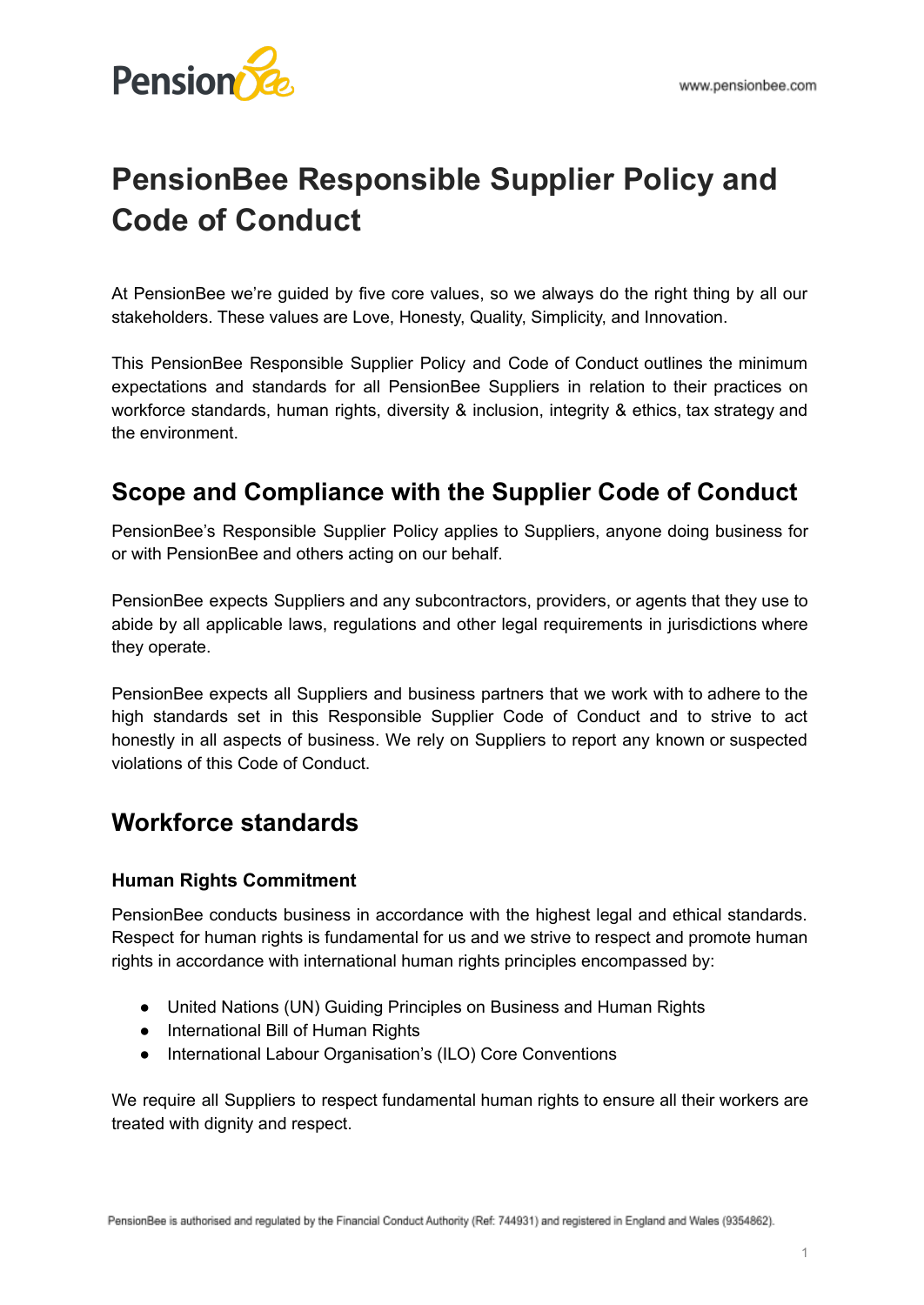# PensionBee Responsible Supplier Policy and Code of Conduct

At PensionBee we're guided by five core values, so we always do the right thing by all our stakeholders. These values are Love, Honesty, Quality, Simplicity, and Innovation.

This PensionBee Responsible Supplier Policy and Code of Conduct outlines the minimum expectations and standards for all PensionBee Suppliers in relation to their practices on workforce standards, human rights, diversity & inclusion, integrity & ethics, tax strategy and the environment.

## Scope and Compliance with the Supplier Code of Conduct

PensionBee's Responsible Supplier Policy applies to Suppliers, anyone doing business for or with PensionBee and others acting on our behalf.

PensionBee expects Suppliers and any subcontractors, providers, or agents that they use to abide by all applicable laws, regulations and other legal requirements in jurisdictions where they operate.

PensionBee expects all Suppliers and business partners that we work with to adhere to the high standards set in this Responsible Supplier Code of Conduct and to strive to act honestly in all aspects of business. We rely on Suppliers to report any known or suspected violations of this Code of Conduct.

## Workforce standards

### Human Rights Commitment

PensionBee conducts business in accordance with the highest legal and ethical standards. Respect for human rights is fundamental for us and we strive to respect and promote human rights in accordance with international human rights principles encompassed by:

- United Nations (UN) Guiding Principles on Business and Human Rights
- International Bill of Human Rights
- International Labour Organisation's (ILO) Core Conventions

We require all Suppliers to respect fundamental human rights to ensure all their workers are treated with dignity and respect.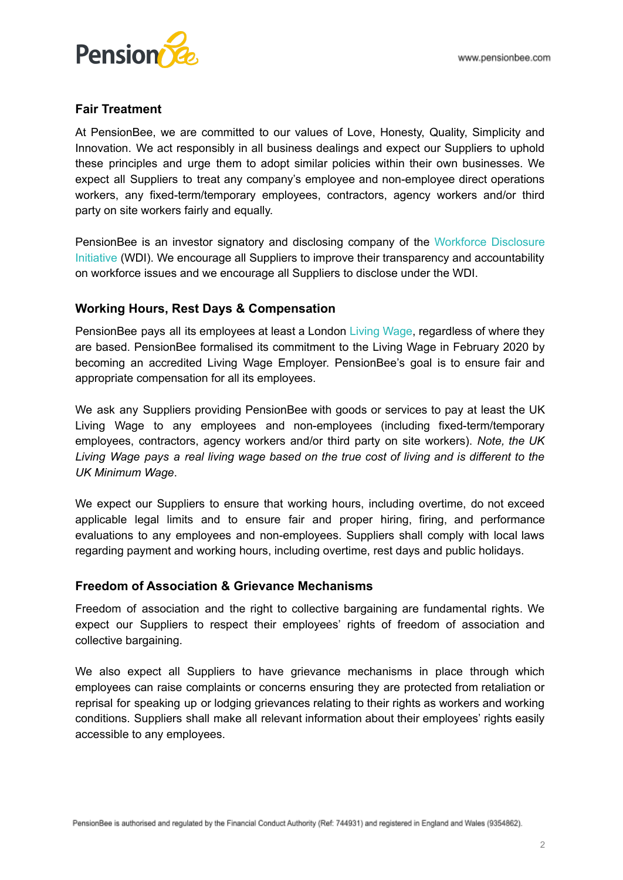## Fair Treatment

At PensionBee, we are committed to our values of Love, Honesty, Quality, Simplicity and Innovation. We act responsibly in all business dealings and expect our Suppliers to uphold these principles and urge them to adopt similar policies within their own businesses. We expect all Suppliers to treat any company's employee and non-employee direct operations workers, any fixed-term/temporary employees, contractors, agency workers and/or third party on site workers fairly and equally.

PensionBee is an investor signatory and disclosing company of the Workforce Disclosure Initiative (WDI). We encourage all Suppliers to improve their transparency and accountability on workforce issues and we encourage all Suppliers to disclose under the WDI.

## Working Hours, Rest Days & Compensation

PensionBee pays all its employees at least a London Living Wage, regardless of where they are based. PensionBee formalised its commitment to the Living Wage in February 2020 by becoming an accredited Living Wage Employer. PensionBee's goal is to ensure fair and appropriate compensation for all its employees.

We ask any Suppliers providing PensionBee with goods or services to pay at least the UK Living Wage to any employees and non-employees (including fixed-term/temporary employees, contractors, agency workers and/or third party on site workers). *Note, the UK Living Wage pays a real living wage based on the true cost of living and is different to the UK Minimum Wage*.

We expect our Suppliers to ensure that working hours, including overtime, do not exceed applicable legal limits and to ensure fair and proper hiring, firing, and performance evaluations to any employees and non-employees. Suppliers shall comply with local laws regarding payment and working hours, including overtime, rest days and public holidays.

## Freedom of Association & Grievance Mechanisms

Freedom of association and the right to collective bargaining are fundamental rights. We expect our Suppliers to respect their employees' rights of freedom of association and collective bargaining.

We also expect all Suppliers to have grievance mechanisms in place through which employees can raise complaints or concerns ensuring they are protected from retaliation or reprisal for speaking up or lodging grievances relating to their rights as workers and working conditions. Suppliers shall make all relevant information about their employees' rights easily accessible to any employees.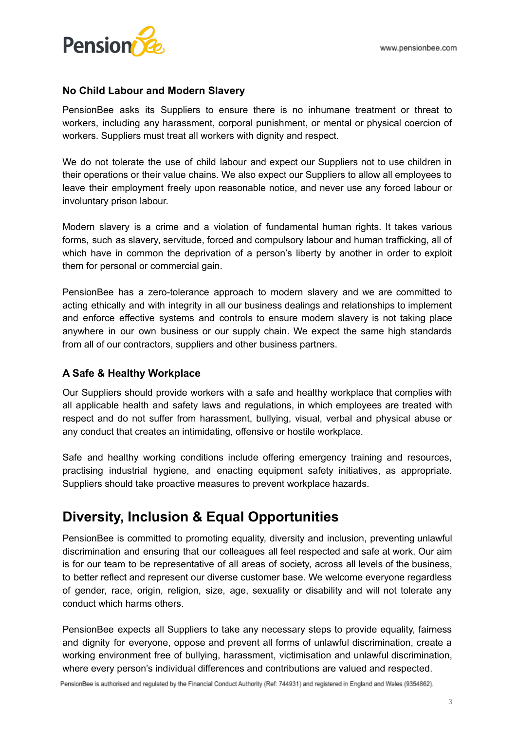### No Child Labour and Modern Slavery

PensionBee asks its Suppliers to ensure there is no inhumane treatment or threat to workers, including any harassment, corporal punishment, or mental or physical coercion of workers. Suppliers must treat all workers with dignity and respect.

We do not tolerate the use of child labour and expect our Suppliers not to use children in their operations or their value chains. We also expect our Suppliers to allow all employees to leave their employment freely upon reasonable notice, and never use any forced labour or involuntary prison labour.

Modern slavery is a crime and a violation of fundamental human rights. It takes various forms, such as slavery, servitude, forced and compulsory labour and human trafficking, all of which have in common the deprivation of a person's liberty by another in order to exploit them for personal or commercial gain.

PensionBee has a zero-tolerance approach to modern slavery and we are committed to acting ethically and with integrity in all our business dealings and relationships to implement and enforce effective systems and controls to ensure modern slavery is not taking place anywhere in our own business or our supply chain. We expect the same high standards from all of our contractors, suppliers and other business partners.

### A Safe & Healthy Workplace

Our Suppliers should provide workers with a safe and healthy workplace that complies with all applicable health and safety laws and regulations, in which employees are treated with respect and do not suffer from harassment, bullying, visual, verbal and physical abuse or any conduct that creates an intimidating, offensive or hostile workplace.

Safe and healthy working conditions include offering emergency training and resources, practising industrial hygiene, and enacting equipment safety initiatives, as appropriate. Suppliers should take proactive measures to prevent workplace hazards.

## Diversity, Inclusion & Equal Opportunities

PensionBee is committed to promoting equality, diversity and inclusion, preventing unlawful discrimination and ensuring that our colleagues all feel respected and safe at work. Our aim is for our team to be representative of all areas of society, across all levels of the business, to better reflect and represent our diverse customer base. We welcome everyone regardless of gender, race, origin, religion, size, age, sexuality or disability and will not tolerate any conduct which harms others.

PensionBee expects all Suppliers to take any necessary steps to provide equality, fairness and dignity for everyone, oppose and prevent all forms of unlawful discrimination, create a working environment free of bullying, harassment, victimisation and unlawful discrimination, where every person's individual differences and contributions are valued and respected.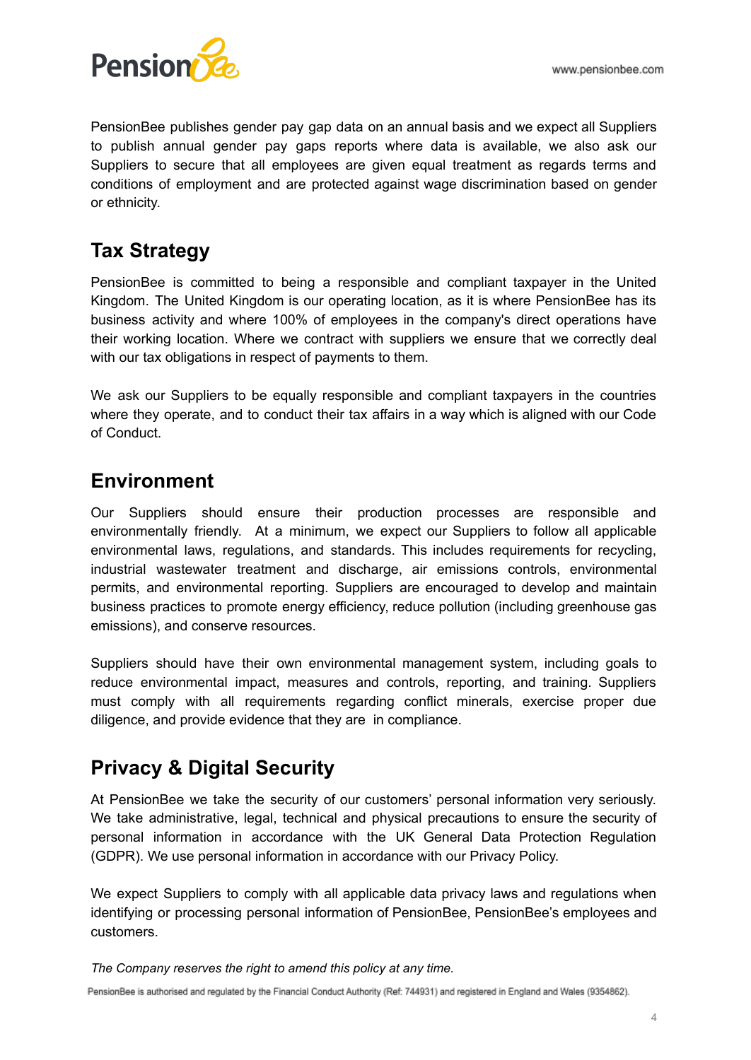PensionBee publishes gender pay gap data on an annual basis and we expect all Suppliers to publish annual gender pay gaps reports where data is available, we also ask our Suppliers to secure that all employees are given equal treatment as regards terms and conditions of employment and are protected against wage discrimination based on gender or ethnicity.

## Tax Strategy

PensionBee is committed to being a responsible and compliant taxpayer in the United Kingdom. The United Kingdom is our operating location, as it is where PensionBee has its business activity and where 100% of employees in the company's direct operations have their working location. Where we contract with suppliers we ensure that we correctly deal with our tax obligations in respect of payments to them.

We ask our Suppliers to be equally responsible and compliant taxpayers in the countries where they operate, and to conduct their tax affairs in a way which is aligned with our Code of Conduct.

## Environment

Our Suppliers should ensure their production processes are responsible and environmentally friendly. At a minimum, we expect our Suppliers to follow all applicable environmental laws, regulations, and standards. This includes requirements for recycling, industrial wastewater treatment and discharge, air emissions controls, environmental permits, and environmental reporting. Suppliers are encouraged to develop and maintain business practices to promote energy efficiency, reduce pollution (including greenhouse gas emissions), and conserve resources.

Suppliers should have their own environmental management system, including goals to reduce environmental impact, measures and controls, reporting, and training. Suppliers must comply with all requirements regarding conflict minerals, exercise proper due diligence, and provide evidence that they are in compliance.

## Privacy & Digital Security

At PensionBee we take the security of our customers' personal information very seriously. We take administrative, legal, technical and physical precautions to ensure the security of personal information in accordance with the UK General Data Protection Regulation (GDPR). We use personal information in accordance with our Privacy Policy.

We expect Suppliers to comply with all applicable data privacy laws and regulations when identifying or processing personal information of PensionBee, PensionBee's employees and customers.

*The Company reserves the right to amend this policy at any time.*